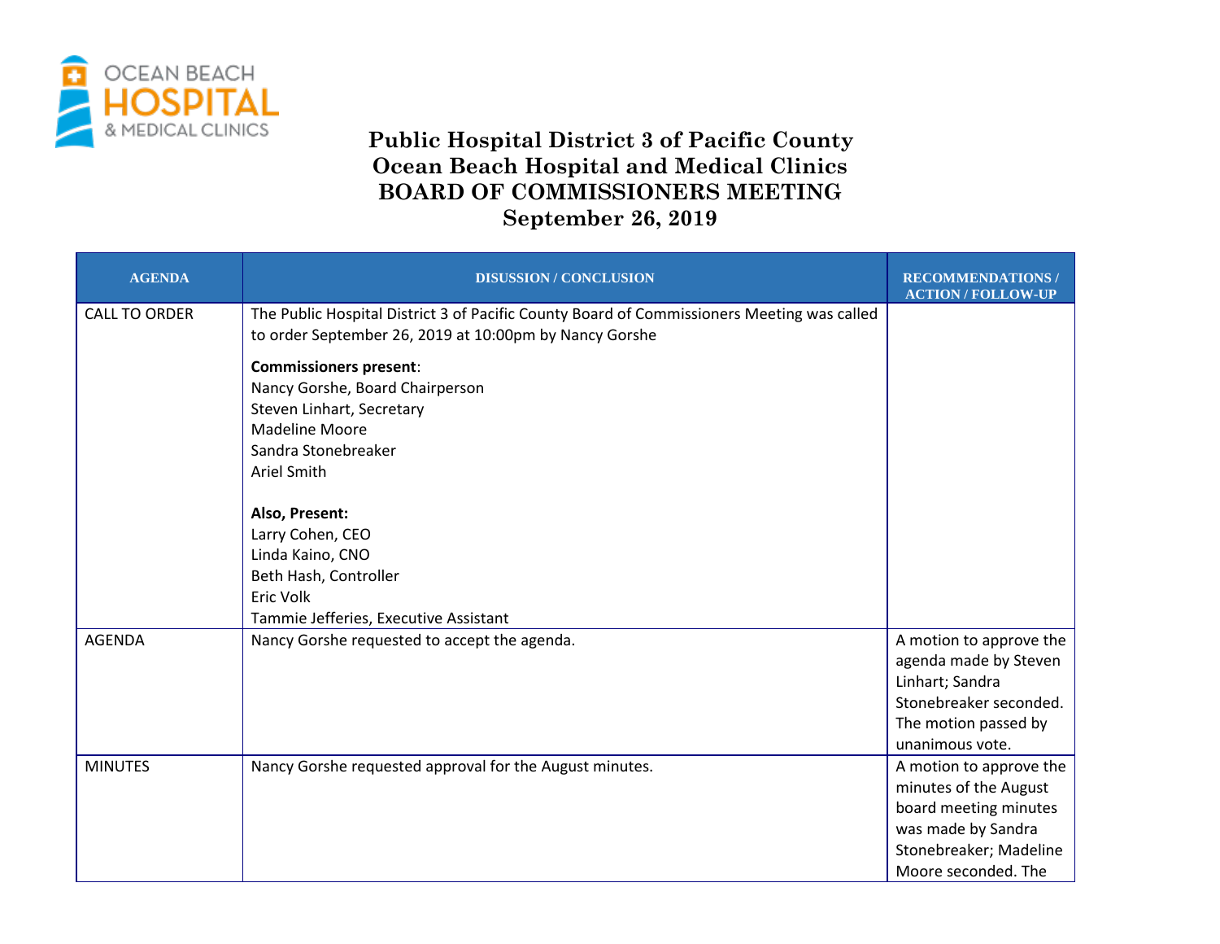# Public Hospital District 3 of Pacific County
# Ocean Beach Hospital and Medical Clinics
# BOARD OF COMMISSIONERS MEETING
# September 26, 2019

| AGENDA | DISUSSION / CONCLUSION | RECOMMENDATIONS / ACTION / FOLLOW-UP |
|---|---|---|
| CALL TO ORDER | The Public Hospital District 3 of Pacific County Board of Commissioners Meeting was called to order September 26, 2019 at 10:00pm by Nancy Gorshe<br><br>**Commissioners present**:<br>Nancy Gorshe, Board Chairperson<br>Steven Linhart, Secretary<br>Madeline Moore<br>Sandra Stonebreaker<br>Ariel Smith<br><br>**Also, Present:**<br>Larry Cohen, CEO<br>Linda Kaino, CNO<br>Beth Hash, Controller<br>Eric Volk<br>Tammie Jefferies, Executive Assistant | |
| AGENDA | Nancy Gorshe requested to accept the agenda. | A motion to approve the agenda made by Steven Linhart; Sandra Stonebreaker seconded. The motion passed by unanimous vote. |
| MINUTES | Nancy Gorshe requested approval for the August minutes. | A motion to approve the minutes of the August board meeting minutes was made by Sandra Stonebreaker; Madeline Moore seconded. The |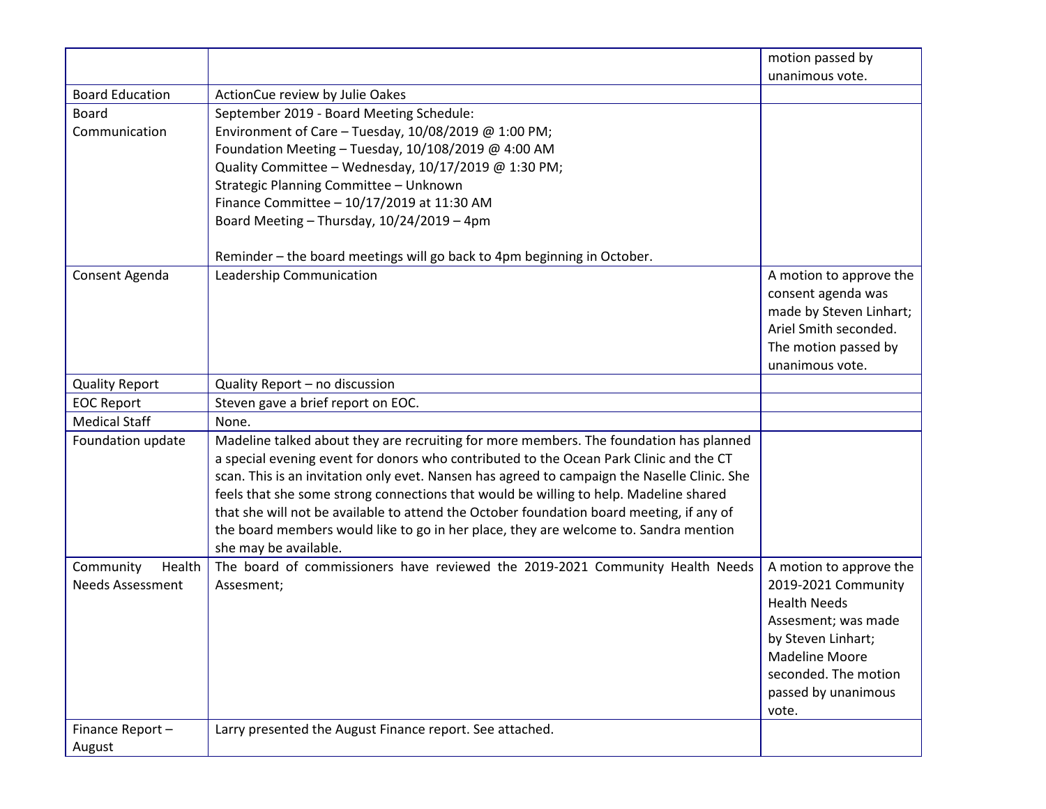| | | |
|---|---|---|
| | | motion passed by unanimous vote. |
| Board Education | ActionCue review by Julie Oakes | |
| Board Communication | September 2019 - Board Meeting Schedule:<br>Environment of Care – Tuesday, 10/08/2019 @ 1:00 PM;<br>Foundation Meeting – Tuesday, 10/108/2019 @ 4:00 AM<br>Quality Committee – Wednesday, 10/17/2019 @ 1:30 PM;<br>Strategic Planning Committee – Unknown<br>Finance Committee – 10/17/2019 at 11:30 AM<br>Board Meeting – Thursday, 10/24/2019 – 4pm<br><br>Reminder – the board meetings will go back to 4pm beginning in October. | |
| Consent Agenda | Leadership Communication | A motion to approve the consent agenda was made by Steven Linhart; Ariel Smith seconded. The motion passed by unanimous vote. |
| Quality Report | Quality Report – no discussion | |
| EOC Report | Steven gave a brief report on EOC. | |
| Medical Staff | None. | |
| Foundation update | Madeline talked about they are recruiting for more members. The foundation has planned a special evening event for donors who contributed to the Ocean Park Clinic and the CT scan. This is an invitation only evet. Nansen has agreed to campaign the Naselle Clinic. She feels that she some strong connections that would be willing to help. Madeline shared that she will not be available to attend the October foundation board meeting, if any of the board members would like to go in her place, they are welcome to. Sandra mention she may be available. | |
| Community Health Needs Assessment | The board of commissioners have reviewed the 2019-2021 Community Health Needs Assesment; | A motion to approve the 2019-2021 Community Health Needs Assesment; was made by Steven Linhart; Madeline Moore seconded. The motion passed by unanimous vote. |
| Finance Report – August | Larry presented the August Finance report. See attached. | |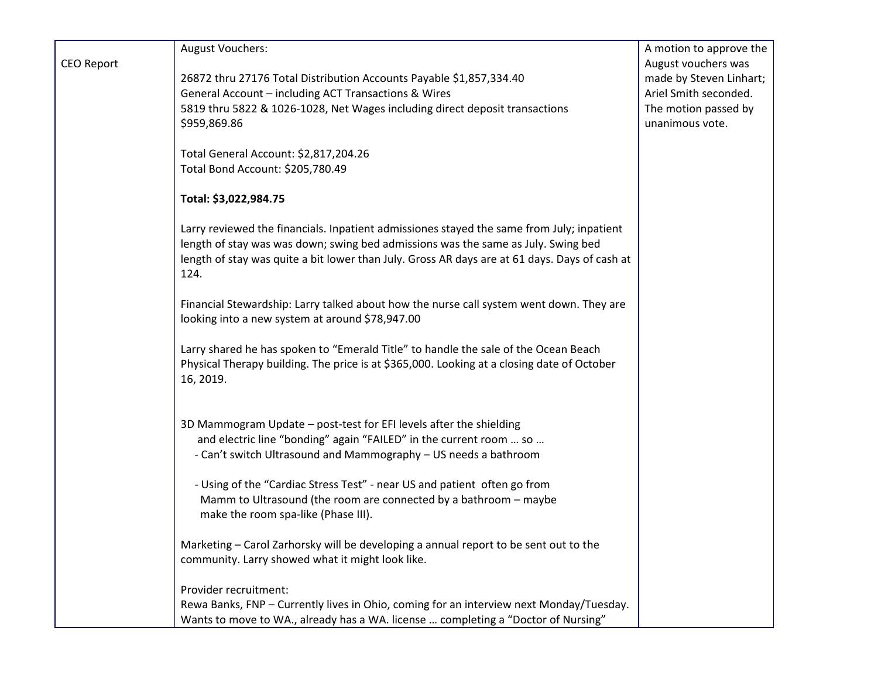| CEO Report | August Vouchers:<br><br>26872 thru 27176 Total Distribution Accounts Payable $1,857,334.40<br>General Account – including ACT Transactions & Wires<br>5819 thru 5822 & 1026-1028, Net Wages including direct deposit transactions<br>$959,869.86<br><br>Total General Account: $2,817,204.26<br>Total Bond Account: $205,780.49<br><br>**Total: $3,022,984.75**<br><br>Larry reviewed the financials. Inpatient admissiones stayed the same from July; inpatient length of stay was was down; swing bed admissions was the same as July. Swing bed length of stay was quite a bit lower than July. Gross AR days are at 61 days. Days of cash at 124.<br><br>Financial Stewardship: Larry talked about how the nurse call system went down. They are looking into a new system at around $78,947.00<br><br>Larry shared he has spoken to "Emerald Title" to handle the sale of the Ocean Beach Physical Therapy building. The price is at $365,000. Looking at a closing date of October 16, 2019.<br><br>3D Mammogram Update – post-test for EFI levels after the shielding and electric line "bonding" again "FAILED" in the current room … so …<br>- Can't switch Ultrasound and Mammography – US needs a bathroom<br><br>- Using of the "Cardiac Stress Test" - near US and patient often go from Mamm to Ultrasound (the room are connected by a bathroom – maybe make the room spa-like (Phase III).<br><br>Marketing – Carol Zarhorsky will be developing a annual report to be sent out to the community. Larry showed what it might look like.<br><br>Provider recruitment:<br>Rewa Banks, FNP – Currently lives in Ohio, coming for an interview next Monday/Tuesday. Wants to move to WA., already has a WA. license … completing a "Doctor of Nursing" | A motion to approve the August vouchers was made by Steven Linhart; Ariel Smith seconded. The motion passed by unanimous vote. |
|---|---|---|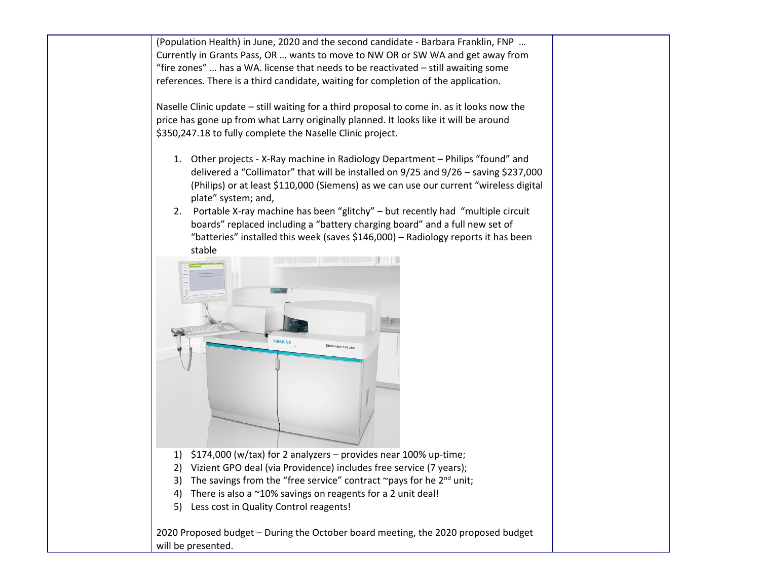(Population Health) in June, 2020 and the second candidate - Barbara Franklin, FNP … Currently in Grants Pass, OR … wants to move to NW OR or SW WA and get away from "fire zones" … has a WA. license that needs to be reactivated – still awaiting some references. There is a third candidate, waiting for completion of the application.

Naselle Clinic update – still waiting for a third proposal to come in. as it looks now the price has gone up from what Larry originally planned. It looks like it will be around $350,247.18 to fully complete the Naselle Clinic project.

1. Other projects - X-Ray machine in Radiology Department – Philips "found" and delivered a "Collimator" that will be installed on 9/25 and 9/26 – saving $237,000 (Philips) or at least $110,000 (Siemens) as we can use our current "wireless digital plate" system; and,
2. Portable X-ray machine has been "glitchy" – but recently had "multiple circuit boards" replaced including a "battery charging board" and a full new set of "batteries" installed this week (saves $146,000) – Radiology reports it has been stable

1) $174,000 (w/tax) for 2 analyzers – provides near 100% up-time;
2) Vizient GPO deal (via Providence) includes free service (7 years);
3) The savings from the "free service" contract ~pays for he 2nd unit;
4) There is also a ~10% savings on reagents for a 2 unit deal!
5) Less cost in Quality Control reagents!

2020 Proposed budget – During the October board meeting, the 2020 proposed budget will be presented.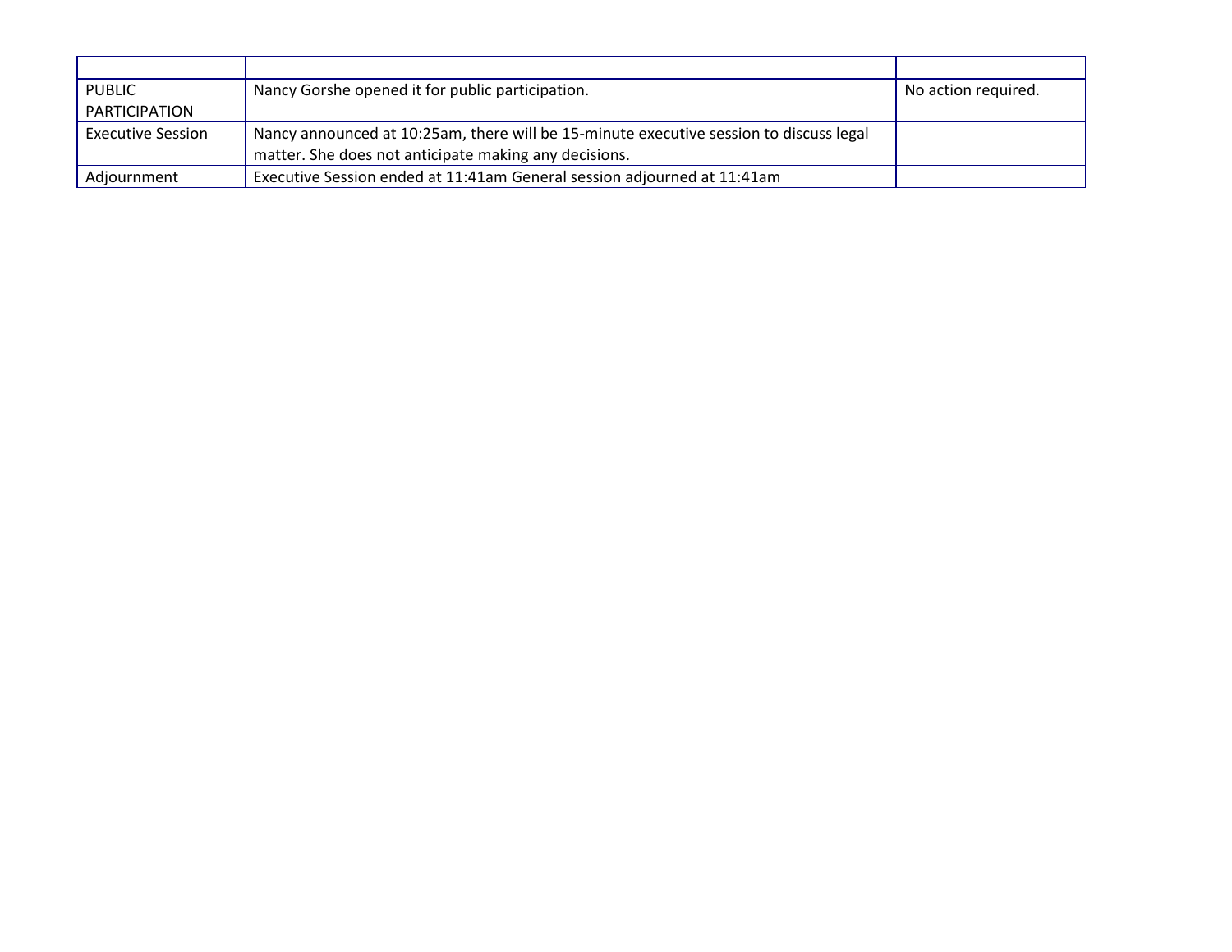| | | |
|---|---|---|
| PUBLIC PARTICIPATION | Nancy Gorshe opened it for public participation. | No action required. |
| Executive Session | Nancy announced at 10:25am, there will be 15-minute executive session to discuss legal matter. She does not anticipate making any decisions. | |
| Adjournment | Executive Session ended at 11:41am General session adjourned at 11:41am | |